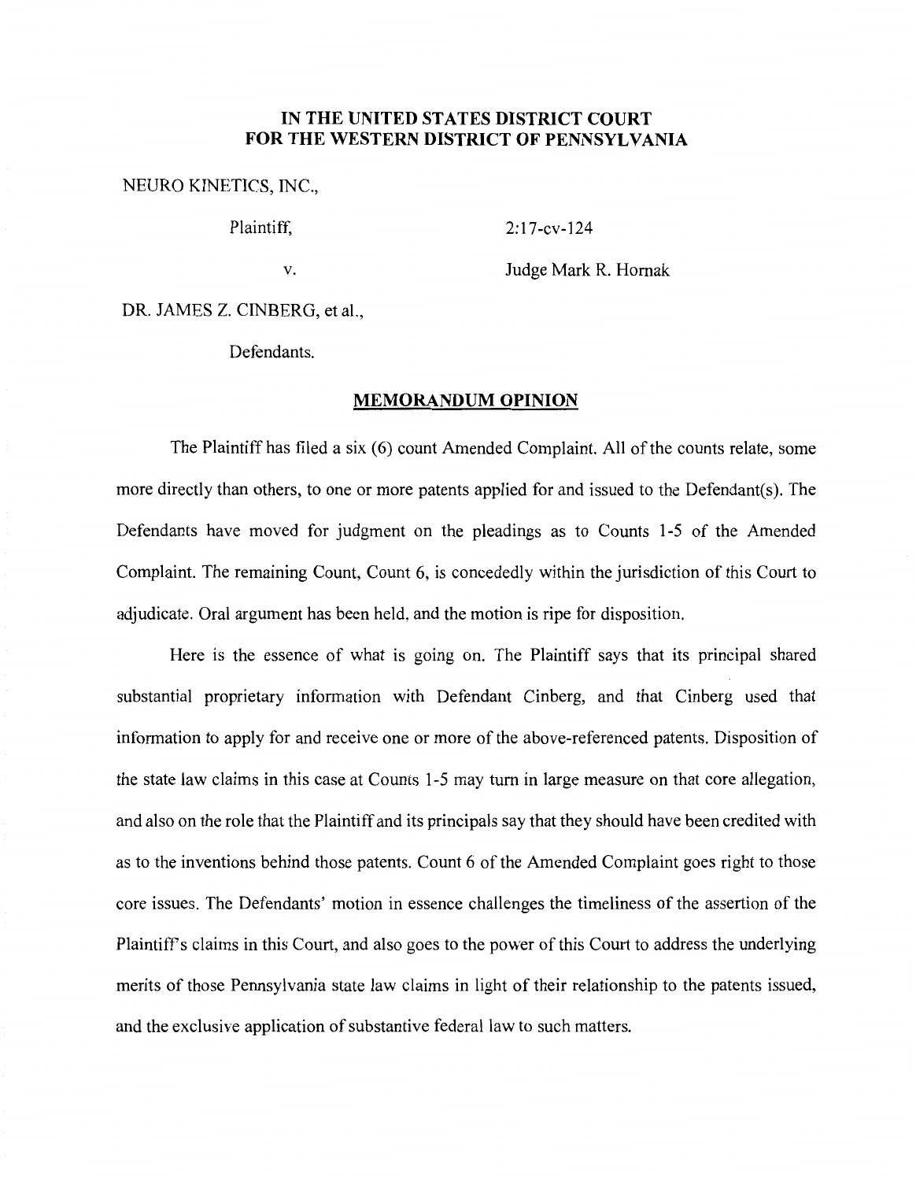# IN THE UNITED STATES DISTRICT COURT FOR THE WESTERN DISTRICT OF PENNSYLVANIA

NEURO KINETICS, INC.,

Plaintiff,

2:17-cv-124

v.

Judge Mark R. Hornak

DR. JAMES Z. CINBERG, et al.,

Defendants.

## MEMORANDUM OPINION

The Plaintiff has filed a six (6) count Amended Complaint. All of the counts relate, some more directly than others, to one or more patents applied for and issued to the Defendant(s). The Defendants have moved for judgment on the pleadings as to Counts 1-5 of the Amended Complaint. The remaining Count, Count 6, is concededly within the jurisdiction of this Court to adjudicate. Oral argument has been held, and the motion is ripe for disposition.

Here is the essence of what is going on. The Plaintiff says that its principal shared substantial proprietary information with Defendant Cinberg, and that Cinberg used that information to apply for and receive one or more of the above-referenced patents. Disposition of the state law claims in this case at Counts 1-5 may turn in large measure on that core allegation, and also on the role that the Plaintiff and its principals say that they should have been credited with as to the inventions behind those patents. Count 6 of the Amended Complaint goes right to those core issues. The Defendants' motion in essence challenges the timeliness of the assertion of the Plaintiff's claims in this Court, and also goes to the power of this Court to address the underlying merits of those Pennsylvania state law claims in light of their relationship to the patents issued, and the exclusive application of substantive federal law to such matters.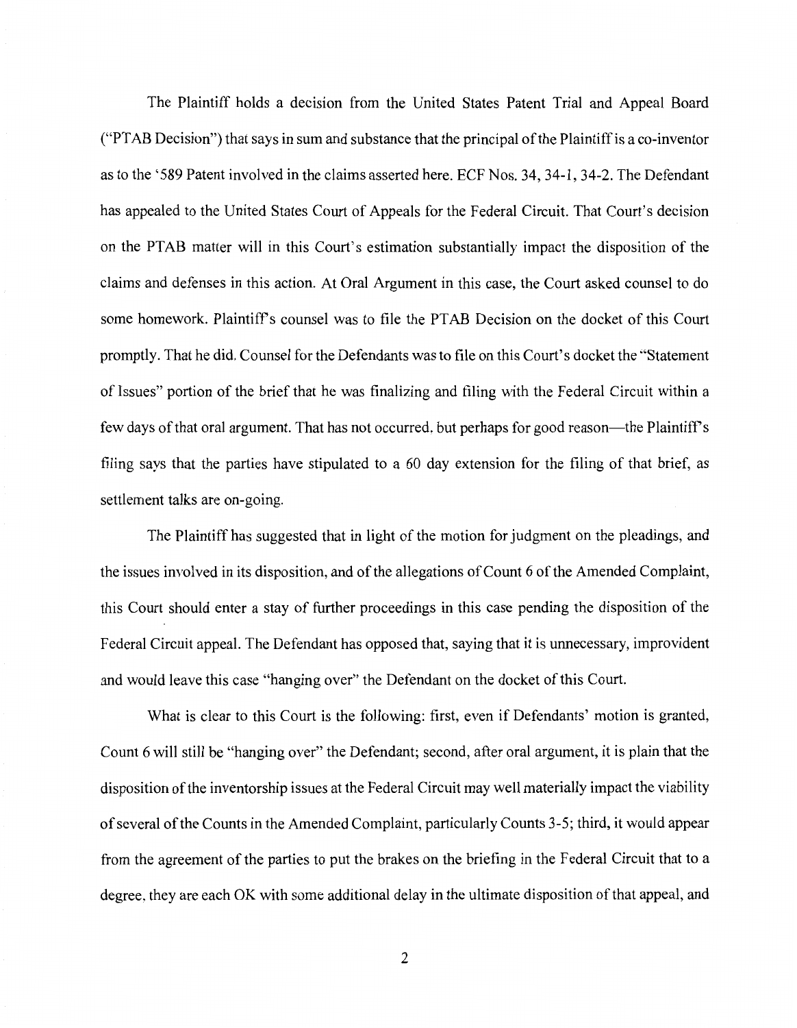The Plaintiff holds a decision from the United States Patent Trial and Appeal Board ("PTAB Decision") that says in sum and substance that the principal of the Plaintiff is a co-inventor as to the '589 Patent involved in the claims asserted here. ECF Nos. 34, 34-1, 34-2. The Defendant has appealed to the United States Court of Appeals for the Federal Circuit. That Court's decision on the PTAB matter will in this Court's estimation substantially impact the disposition of the claims and defenses in this action. At Oral Argument in this case, the Court asked counsel to do some homework. Plaintiff's counsel was to file the PTAB Decision on the docket of this Court promptly. That he did. Counsel for the Defendants was to file on this Court's docket the "Statement of Issues" portion of the brief that he was finalizing and filing with the Federal Circuit within a few days of that oral argument. That has not occurred, but perhaps for good reason—the Plaintiff's filing says that the parties have stipulated to a 60 day extension for the filing of that brief, as settlement talks are on-going.

The Plaintiff has suggested that in light of the motion for judgment on the pleadings, and the issues involved in its disposition, and of the allegations of Count 6 of the Amended Complaint, this Court should enter a stay of further proceedings in this case pending the disposition of the Federal Circuit appeal. The Defendant has opposed that, saying that it is unnecessary, improvident and would leave this case "hanging over" the Defendant on the docket of this Court.

What is clear to this Court is the following: first, even if Defendants' motion is granted, Count 6 will still be "hanging over" the Defendant; second, after oral argument, it is plain that the disposition of the inventorship issues at the Federal Circuit may well materially impact the viability of several of the Counts in the Amended Complaint, particularly Counts 3-5; third, it would appear from the agreement of the parties to put the brakes on the briefing in the Federal Circuit that to a degree, they are each OK with some additional delay in the ultimate disposition of that appeal, and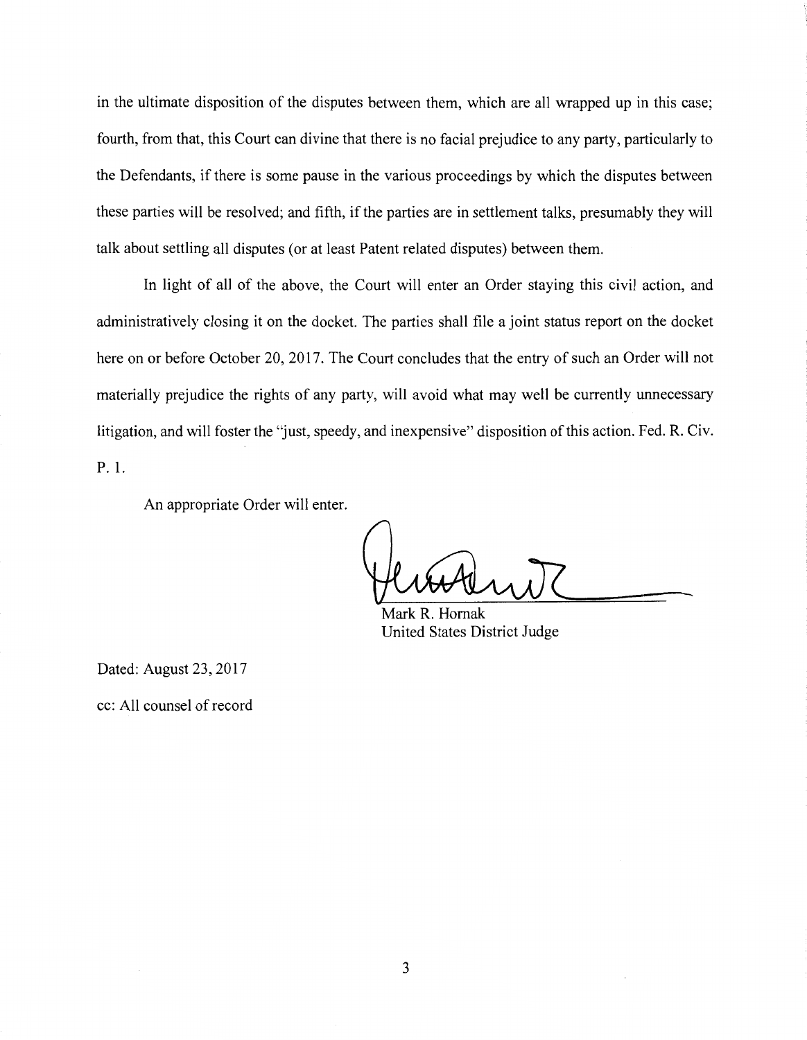in the ultimate disposition of the disputes between them, which are all wrapped up in this case; fourth, from that, this Court can divine that there is no facial prejudice to any party, particularly to the Defendants, if there is some pause in the various proceedings by which the disputes between these parties will be resolved; and fifth, if the parties are in settlement talks, presumably they will talk about settling all disputes (or at least Patent related disputes) between them.

In light of all of the above, the Court will enter an Order staying this civil action, and administratively closing it on the docket. The parties shall file a joint status report on the docket here on or before October 20, 2017. The Court concludes that the entry of such an Order will not materially prejudice the rights of any party, will avoid what may well be currently unnecessary litigation, and will foster the "just, speedy, and inexpensive" disposition of this action. Fed. R. Civ. P. 1.

An appropriate Order will enter.

Mark R. Hornak
United States District Judge

Dated: August 23, 2017

cc: All counsel of record